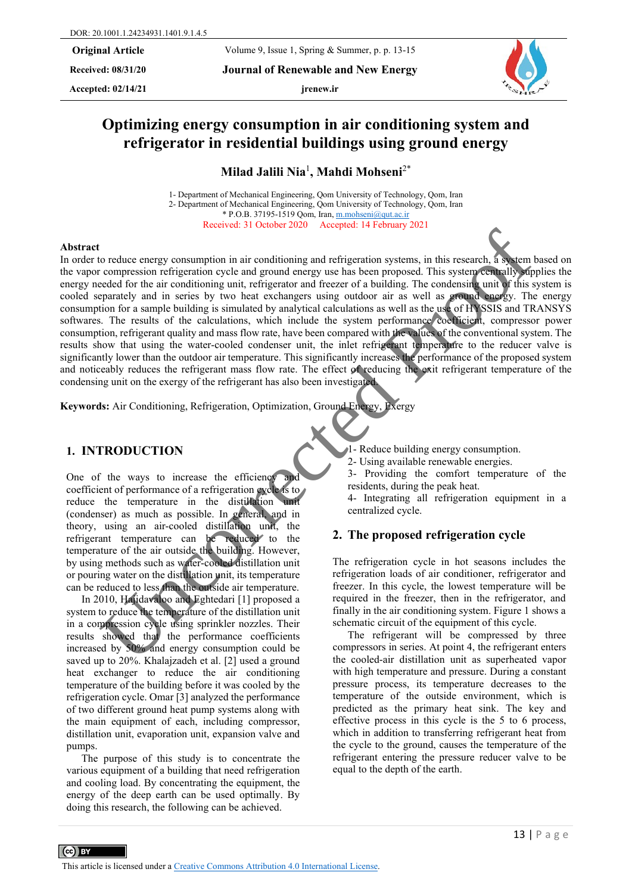# Optimizing energy consumption in air conditioning system and refrigerator in residential buildings using ground energy

**Milad Jalili Nia[1], Mahdi Mohseni[2*]**

1- Department of Mechanical Engineering, Qom University of Technology, Qom, Iran
2- Department of Mechanical Engineering, Qom University of Technology, Qom, Iran
* P.O.B. 37195-1519 Qom, Iran, m.mohseni@qut.ac.ir
Received: 31 October 2020 Accepted: 14 February 2021

## Abstract

In order to reduce energy consumption in air conditioning and refrigeration systems, in this research, a system based on the vapor compression refrigeration cycle and ground energy use has been proposed. This system centrally supplies the energy needed for the air conditioning unit, refrigerator and freezer of a building. The condensing unit of this system is cooled separately and in series by two heat exchangers using outdoor air as well as ground energy. The energy consumption for a sample building is simulated by analytical calculations as well as the use of HYSSIS and TRANSYS softwares. The results of the calculations, which include the system performance coefficient, compressor power consumption, refrigerant quality and mass flow rate, have been compared with the values of the conventional system. The results show that using the water-cooled condenser unit, the inlet refrigerant temperature to the reducer valve is significantly lower than the outdoor air temperature. This significantly increases the performance of the proposed system and noticeably reduces the refrigerant mass flow rate. The effect of reducing the exit refrigerant temperature of the condensing unit on the exergy of the refrigerant has also been investigated.

**Keywords:** Air Conditioning, Refrigeration, Optimization, Ground Energy, Exergy

## 1. INTRODUCTION

One of the ways to increase the efficiency and coefficient of performance of a refrigeration cycle is to reduce the temperature in the distillation unit (condenser) as much as possible. In general, and in theory, using an air-cooled distillation unit, the refrigerant temperature can be reduced to the temperature of the air outside the building. However, by using methods such as water-cooled distillation unit or pouring water on the distillation unit, its temperature can be reduced to less than the outside air temperature.

In 2010, Hajidavaloo and Eghtedari [1] proposed a system to reduce the temperature of the distillation unit in a compression cycle using sprinkler nozzles. Their results showed that the performance coefficients increased by 50% and energy consumption could be saved up to 20%. Khalajzadeh et al. [2] used a ground heat exchanger to reduce the air conditioning temperature of the building before it was cooled by the refrigeration cycle. Omar [3] analyzed the performance of two different ground heat pump systems along with the main equipment of each, including compressor, distillation unit, evaporation unit, expansion valve and pumps.

The purpose of this study is to concentrate the various equipment of a building that need refrigeration and cooling load. By concentrating the equipment, the energy of the deep earth can be used optimally. By doing this research, the following can be achieved.

1- Reduce building energy consumption.
2- Using available renewable energies.
3- Providing the comfort temperature of the residents, during the peak heat.
4- Integrating all refrigeration equipment in a centralized cycle.

## 2. The proposed refrigeration cycle

The refrigeration cycle in hot seasons includes the refrigeration loads of air conditioner, refrigerator and freezer. In this cycle, the lowest temperature will be required in the freezer, then in the refrigerator, and finally in the air conditioning system. Figure 1 shows a schematic circuit of the equipment of this cycle.

The refrigerant will be compressed by three compressors in series. At point 4, the refrigerant enters the cooled-air distillation unit as superheated vapor with high temperature and pressure. During a constant pressure process, its temperature decreases to the temperature of the outside environment, which is predicted as the primary heat sink. The key and effective process in this cycle is the 5 to 6 process, which in addition to transferring refrigerant heat from the cycle to the ground, causes the temperature of the refrigerant entering the pressure reducer valve to be equal to the depth of the earth.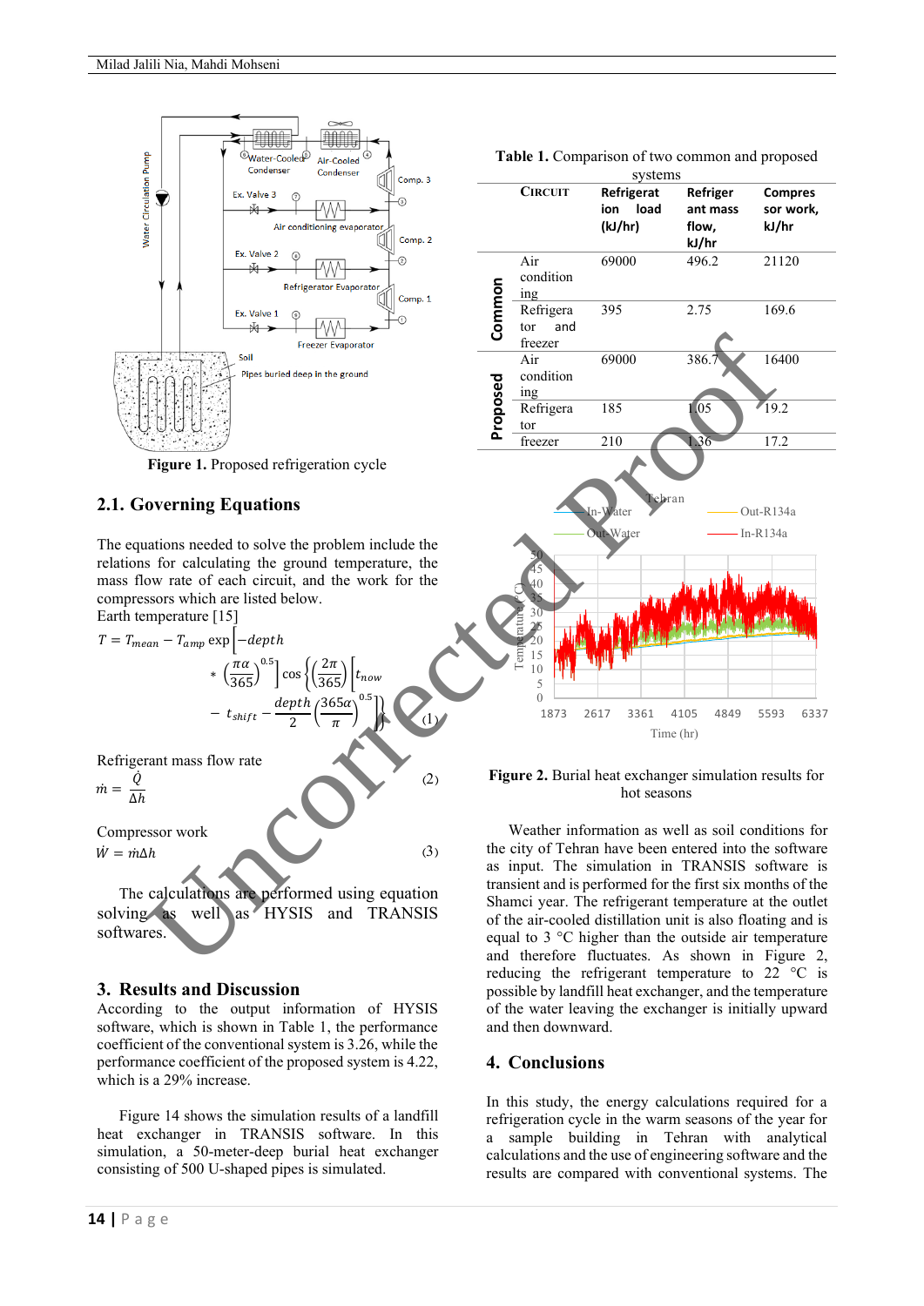Figure 1. Proposed refrigeration cycle

## 2.1. Governing Equations

The equations needed to solve the problem include the relations for calculating the ground temperature, the mass flow rate of each circuit, and the work for the compressors which are listed below.

Earth temperature [15]

$$T = T_{mean} - T_{amp}\exp\left[-depth * \left(\frac{\pi\alpha}{365}\right)^{0.5}\right]\cos\left\{\left(\frac{2\pi}{365}\right)\left[t_{now} - t_{shift} - \frac{depth}{2}\left(\frac{365\alpha}{\pi}\right)^{0.5}\right]\right\} \quad (1)$$

Refrigerant mass flow rate

$$\dot{m} = \frac{\dot{Q}}{\Delta h} \quad (2)$$

Compressor work

$$\dot{W} = \dot{m}\Delta h \quad (3)$$

The calculations are performed using equation solving as well as HYSIS and TRANSIS softwares.

## 3. Results and Discussion

According to the output information of HYSIS software, which is shown in Table 1, the performance coefficient of the conventional system is 3.26, while the performance coefficient of the proposed system is 4.22, which is a 29% increase.

Figure 14 shows the simulation results of a landfill heat exchanger in TRANSIS software. In this simulation, a 50-meter-deep burial heat exchanger consisting of 500 U-shaped pipes is simulated.

**Table 1.** Comparison of two common and proposed systems

| | Circuit | Refrigeration load (kJ/hr) | Refrigerant mass flow, kJ/hr | Compressor work, kJ/hr |
|---|---|---|---|---|
| Common | Air conditioning | 69000 | 496.2 | 21120 |
| | Refrigerator and freezer | 395 | 2.75 | 169.6 |
| Proposed | Air conditioning | 69000 | 386.7 | 16400 |
| | Refrigerator | 185 | 1.05 | 19.2 |
| | freezer | 210 | 1.36 | 17.2 |

Figure 2. Burial heat exchanger simulation results for hot seasons

Weather information as well as soil conditions for the city of Tehran have been entered into the software as input. The simulation in TRANSIS software is transient and is performed for the first six months of the Shamci year. The refrigerant temperature at the outlet of the air-cooled distillation unit is also floating and is equal to 3 °C higher than the outside air temperature and therefore fluctuates. As shown in Figure 2, reducing the refrigerant temperature to 22 °C is possible by landfill heat exchanger, and the temperature of the water leaving the exchanger is initially upward and then downward.

## 4. Conclusions

In this study, the energy calculations required for a refrigeration cycle in the warm seasons of the year for a sample building in Tehran with analytical calculations and the use of engineering software and the results are compared with conventional systems. The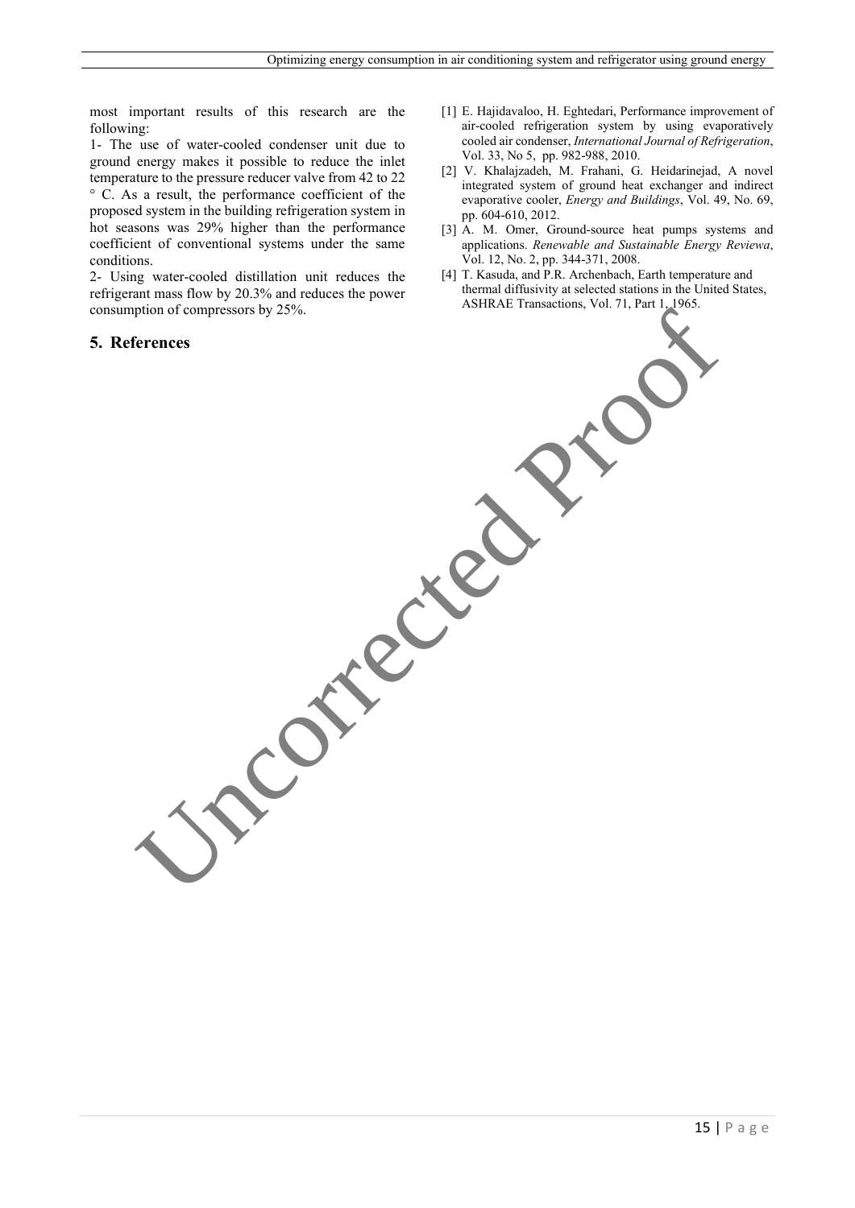most important results of this research are the following:

1- The use of water-cooled condenser unit due to ground energy makes it possible to reduce the inlet temperature to the pressure reducer valve from 42 to 22 ° C. As a result, the performance coefficient of the proposed system in the building refrigeration system in hot seasons was 29% higher than the performance coefficient of conventional systems under the same conditions.

2- Using water-cooled distillation unit reduces the refrigerant mass flow by 20.3% and reduces the power consumption of compressors by 25%.

## 5. References

[1] E. Hajidavaloo, H. Eghtedari, Performance improvement of air-cooled refrigeration system by using evaporatively cooled air condenser, *International Journal of Refrigeration*, Vol. 33, No 5, pp. 982-988, 2010.

[2] V. Khalajzadeh, M. Frahani, G. Heidarinejad, A novel integrated system of ground heat exchanger and indirect evaporative cooler, *Energy and Buildings*, Vol. 49, No. 69, pp. 604-610, 2012.

[3] A. M. Omer, Ground-source heat pumps systems and applications. *Renewable and Sustainable Energy Reviewa*, Vol. 12, No. 2, pp. 344-371, 2008.

[4] T. Kasuda, and P.R. Archenbach, Earth temperature and thermal diffusivity at selected stations in the United States, ASHRAE Transactions, Vol. 71, Part 1, 1965.